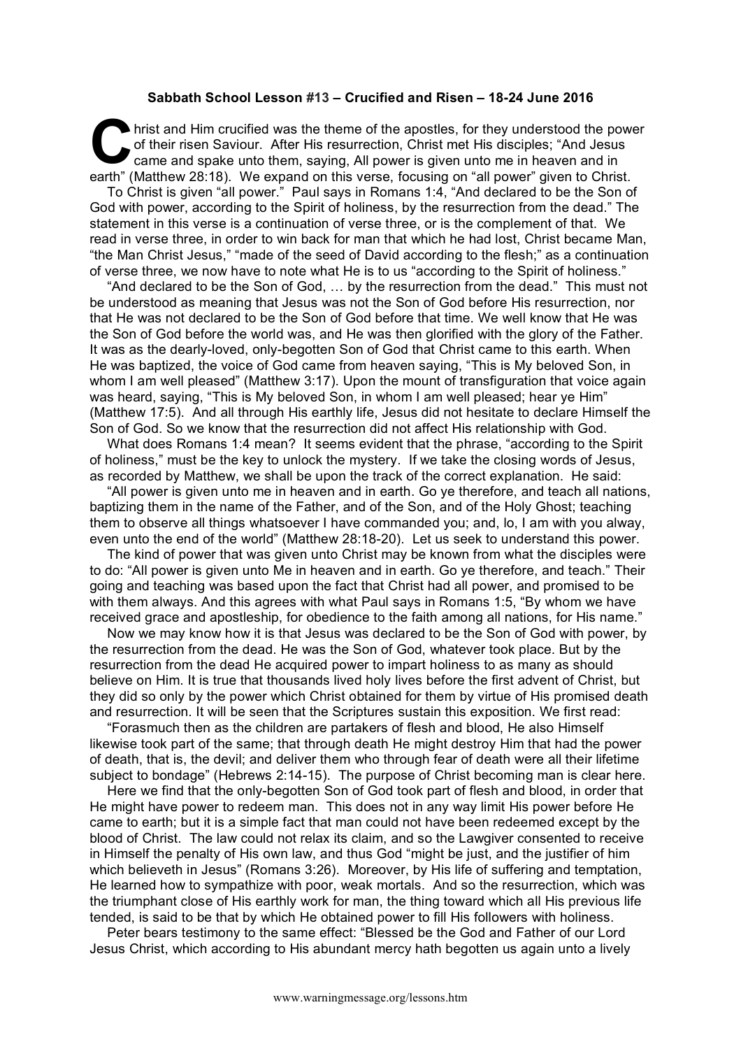**Sabbath School Lesson #13 – Crucified and Risen – 18-24 June 2016**

Christ and Him crucified was the theme of the apostles, for they understood the power of their risen Saviour. After His resurrection, Christ met His disciples; "And Jesus came and spake unto them, saying, All power is given unto me in heaven and in earth" (Matthew 28:18). We expand on this verse, focusing on "all power" given to Christ.

To Christ is given "all power." Paul says in Romans 1:4, "And declared to be the Son of God with power, according to the Spirit of holiness, by the resurrection from the dead." The statement in this verse is a continuation of verse three, or is the complement of that. We read in verse three, in order to win back for man that which he had lost, Christ became Man, "the Man Christ Jesus," "made of the seed of David according to the flesh;" as a continuation of verse three, we now have to note what He is to us "according to the Spirit of holiness."

"And declared to be the Son of God, … by the resurrection from the dead." This must not be understood as meaning that Jesus was not the Son of God before His resurrection, nor that He was not declared to be the Son of God before that time. We well know that He was the Son of God before the world was, and He was then glorified with the glory of the Father. It was as the dearly-loved, only-begotten Son of God that Christ came to this earth. When He was baptized, the voice of God came from heaven saying, "This is My beloved Son, in whom I am well pleased" (Matthew 3:17). Upon the mount of transfiguration that voice again was heard, saying, "This is My beloved Son, in whom I am well pleased; hear ye Him" (Matthew 17:5). And all through His earthly life, Jesus did not hesitate to declare Himself the Son of God. So we know that the resurrection did not affect His relationship with God.

What does Romans 1:4 mean? It seems evident that the phrase, "according to the Spirit of holiness," must be the key to unlock the mystery. If we take the closing words of Jesus, as recorded by Matthew, we shall be upon the track of the correct explanation. He said:

"All power is given unto me in heaven and in earth. Go ye therefore, and teach all nations, baptizing them in the name of the Father, and of the Son, and of the Holy Ghost; teaching them to observe all things whatsoever I have commanded you; and, lo, I am with you alway, even unto the end of the world" (Matthew 28:18-20). Let us seek to understand this power.

The kind of power that was given unto Christ may be known from what the disciples were to do: "All power is given unto Me in heaven and in earth. Go ye therefore, and teach." Their going and teaching was based upon the fact that Christ had all power, and promised to be with them always. And this agrees with what Paul says in Romans 1:5, "By whom we have received grace and apostleship, for obedience to the faith among all nations, for His name."

Now we may know how it is that Jesus was declared to be the Son of God with power, by the resurrection from the dead. He was the Son of God, whatever took place. But by the resurrection from the dead He acquired power to impart holiness to as many as should believe on Him. It is true that thousands lived holy lives before the first advent of Christ, but they did so only by the power which Christ obtained for them by virtue of His promised death and resurrection. It will be seen that the Scriptures sustain this exposition. We first read:

"Forasmuch then as the children are partakers of flesh and blood, He also Himself likewise took part of the same; that through death He might destroy Him that had the power of death, that is, the devil; and deliver them who through fear of death were all their lifetime subject to bondage" (Hebrews 2:14-15). The purpose of Christ becoming man is clear here.

Here we find that the only-begotten Son of God took part of flesh and blood, in order that He might have power to redeem man. This does not in any way limit His power before He came to earth; but it is a simple fact that man could not have been redeemed except by the blood of Christ. The law could not relax its claim, and so the Lawgiver consented to receive in Himself the penalty of His own law, and thus God "might be just, and the justifier of him which believeth in Jesus" (Romans 3:26). Moreover, by His life of suffering and temptation, He learned how to sympathize with poor, weak mortals. And so the resurrection, which was the triumphant close of His earthly work for man, the thing toward which all His previous life tended, is said to be that by which He obtained power to fill His followers with holiness.

Peter bears testimony to the same effect: "Blessed be the God and Father of our Lord Jesus Christ, which according to His abundant mercy hath begotten us again unto a lively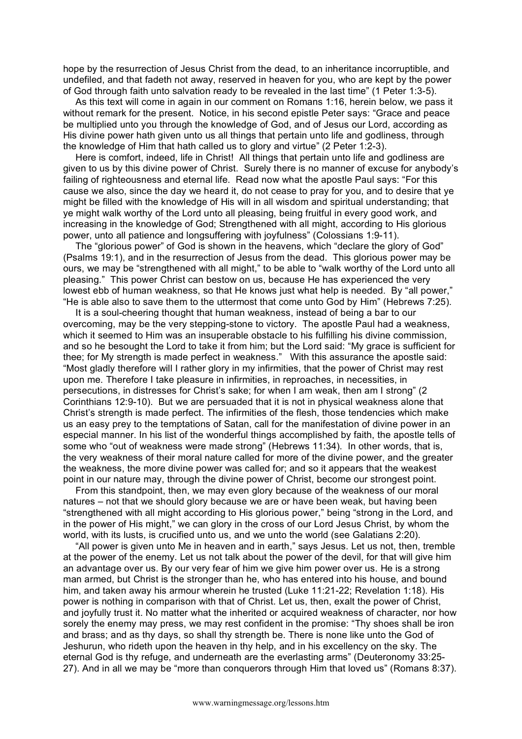hope by the resurrection of Jesus Christ from the dead, to an inheritance incorruptible, and undefiled, and that fadeth not away, reserved in heaven for you, who are kept by the power of God through faith unto salvation ready to be revealed in the last time" (1 Peter 1:3-5).

As this text will come in again in our comment on Romans 1:16, herein below, we pass it without remark for the present. Notice, in his second epistle Peter says: "Grace and peace be multiplied unto you through the knowledge of God, and of Jesus our Lord, according as His divine power hath given unto us all things that pertain unto life and godliness, through the knowledge of Him that hath called us to glory and virtue" (2 Peter 1:2-3).

Here is comfort, indeed, life in Christ! All things that pertain unto life and godliness are given to us by this divine power of Christ. Surely there is no manner of excuse for anybody's failing of righteousness and eternal life. Read now what the apostle Paul says: "For this cause we also, since the day we heard it, do not cease to pray for you, and to desire that ye might be filled with the knowledge of His will in all wisdom and spiritual understanding; that ye might walk worthy of the Lord unto all pleasing, being fruitful in every good work, and increasing in the knowledge of God; Strengthened with all might, according to His glorious power, unto all patience and longsuffering with joyfulness" (Colossians 1:9-11).

The "glorious power" of God is shown in the heavens, which "declare the glory of God" (Psalms 19:1), and in the resurrection of Jesus from the dead. This glorious power may be ours, we may be "strengthened with all might," to be able to "walk worthy of the Lord unto all pleasing." This power Christ can bestow on us, because He has experienced the very lowest ebb of human weakness, so that He knows just what help is needed. By "all power," "He is able also to save them to the uttermost that come unto God by Him" (Hebrews 7:25).

It is a soul-cheering thought that human weakness, instead of being a bar to our overcoming, may be the very stepping-stone to victory. The apostle Paul had a weakness, which it seemed to Him was an insuperable obstacle to his fulfilling his divine commission, and so he besought the Lord to take it from him; but the Lord said: "My grace is sufficient for thee; for My strength is made perfect in weakness." With this assurance the apostle said: "Most gladly therefore will I rather glory in my infirmities, that the power of Christ may rest upon me. Therefore I take pleasure in infirmities, in reproaches, in necessities, in persecutions, in distresses for Christ's sake; for when I am weak, then am I strong" (2 Corinthians 12:9-10). But we are persuaded that it is not in physical weakness alone that Christ's strength is made perfect. The infirmities of the flesh, those tendencies which make us an easy prey to the temptations of Satan, call for the manifestation of divine power in an especial manner. In his list of the wonderful things accomplished by faith, the apostle tells of some who "out of weakness were made strong" (Hebrews 11:34). In other words, that is, the very weakness of their moral nature called for more of the divine power, and the greater the weakness, the more divine power was called for; and so it appears that the weakest point in our nature may, through the divine power of Christ, become our strongest point.

From this standpoint, then, we may even glory because of the weakness of our moral natures – not that we should glory because we are or have been weak, but having been "strengthened with all might according to His glorious power," being "strong in the Lord, and in the power of His might," we can glory in the cross of our Lord Jesus Christ, by whom the world, with its lusts, is crucified unto us, and we unto the world (see Galatians 2:20).

"All power is given unto Me in heaven and in earth," says Jesus. Let us not, then, tremble at the power of the enemy. Let us not talk about the power of the devil, for that will give him an advantage over us. By our very fear of him we give him power over us. He is a strong man armed, but Christ is the stronger than he, who has entered into his house, and bound him, and taken away his armour wherein he trusted (Luke 11:21-22; Revelation 1:18). His power is nothing in comparison with that of Christ. Let us, then, exalt the power of Christ, and joyfully trust it. No matter what the inherited or acquired weakness of character, nor how sorely the enemy may press, we may rest confident in the promise: "Thy shoes shall be iron and brass; and as thy days, so shall thy strength be. There is none like unto the God of Jeshurun, who rideth upon the heaven in thy help, and in his excellency on the sky. The eternal God is thy refuge, and underneath are the everlasting arms" (Deuteronomy 33:25-27). And in all we may be "more than conquerors through Him that loved us" (Romans 8:37).